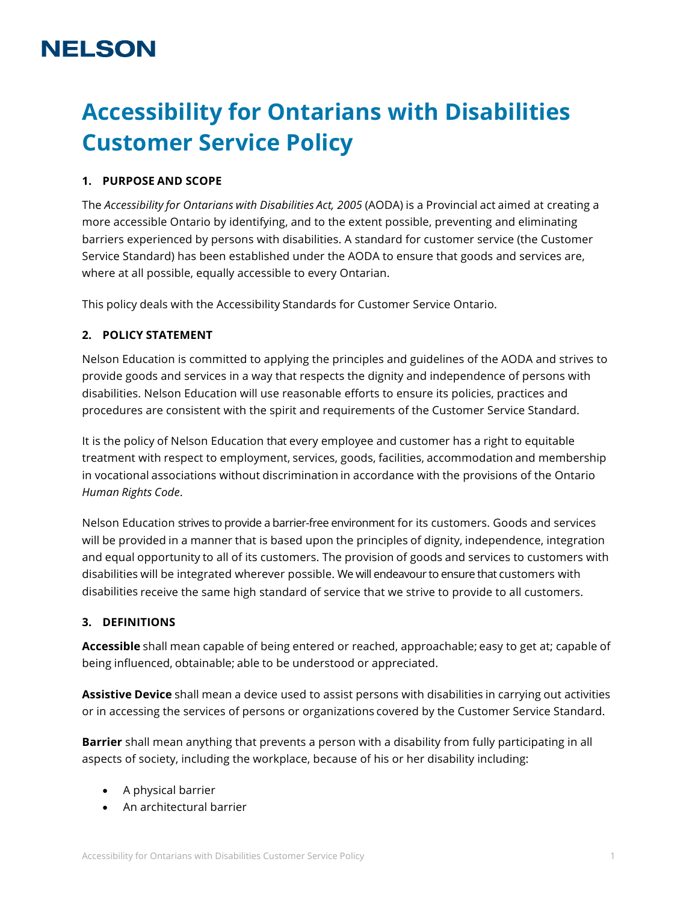NELSON

# Accessibility for Ontarians with Disabilities Customer Service Policy

## 1. PURPOSE AND SCOPE

The *Accessibility for Ontarians with Disabilities Act, 2005* (AODA) is a Provincial act aimed at creating a more accessible Ontario by identifying, and to the extent possible, preventing and eliminating barriers experienced by persons with disabilities. A standard for customer service (the Customer Service Standard) has been established under the AODA to ensure that goods and services are, where at all possible, equally accessible to every Ontarian.

This policy deals with the Accessibility Standards for Customer Service Ontario.

## 2. POLICY STATEMENT

Nelson Education is committed to applying the principles and guidelines of the AODA and strives to provide goods and services in a way that respects the dignity and independence of persons with disabilities. Nelson Education will use reasonable efforts to ensure its policies, practices and procedures are consistent with the spirit and requirements of the Customer Service Standard.

It is the policy of Nelson Education that every employee and customer has a right to equitable treatment with respect to employment, services, goods, facilities, accommodation and membership in vocational associations without discrimination in accordance with the provisions of the Ontario *Human Rights Code*.

Nelson Education strives to provide a barrier-free environment for its customers. Goods and services will be provided in a manner that is based upon the principles of dignity, independence, integration and equal opportunity to all of its customers. The provision of goods and services to customers with disabilities will be integrated wherever possible. We will endeavour to ensure that customers with disabilities receive the same high standard of service that we strive to provide to all customers.

## 3. DEFINITIONS

**Accessible** shall mean capable of being entered or reached, approachable; easy to get at; capable of being influenced, obtainable; able to be understood or appreciated.

**Assistive Device** shall mean a device used to assist persons with disabilities in carrying out activities or in accessing the services of persons or organizations covered by the Customer Service Standard.

**Barrier** shall mean anything that prevents a person with a disability from fully participating in all aspects of society, including the workplace, because of his or her disability including:

- A physical barrier
- An architectural barrier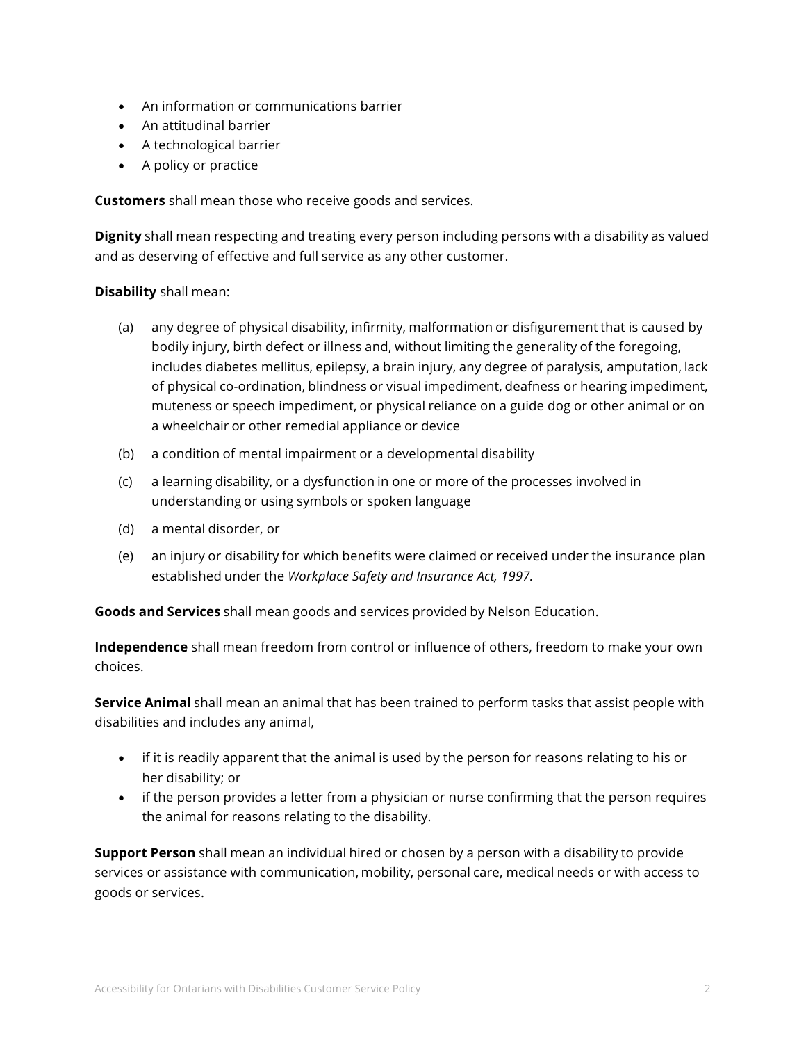- An information or communications barrier
- An attitudinal barrier
- A technological barrier
- A policy or practice

**Customers** shall mean those who receive goods and services.

**Dignity** shall mean respecting and treating every person including persons with a disability as valued and as deserving of effective and full service as any other customer.

**Disability** shall mean:

(a) any degree of physical disability, infirmity, malformation or disfigurement that is caused by bodily injury, birth defect or illness and, without limiting the generality of the foregoing, includes diabetes mellitus, epilepsy, a brain injury, any degree of paralysis, amputation, lack of physical co-ordination, blindness or visual impediment, deafness or hearing impediment, muteness or speech impediment, or physical reliance on a guide dog or other animal or on a wheelchair or other remedial appliance or device

(b) a condition of mental impairment or a developmental disability

(c) a learning disability, or a dysfunction in one or more of the processes involved in understanding or using symbols or spoken language

(d) a mental disorder, or

(e) an injury or disability for which benefits were claimed or received under the insurance plan established under the *Workplace Safety and Insurance Act, 1997.*

**Goods and Services** shall mean goods and services provided by Nelson Education.

**Independence** shall mean freedom from control or influence of others, freedom to make your own choices.

**Service Animal** shall mean an animal that has been trained to perform tasks that assist people with disabilities and includes any animal,

- if it is readily apparent that the animal is used by the person for reasons relating to his or her disability; or
- if the person provides a letter from a physician or nurse confirming that the person requires the animal for reasons relating to the disability.

**Support Person** shall mean an individual hired or chosen by a person with a disability to provide services or assistance with communication, mobility, personal care, medical needs or with access to goods or services.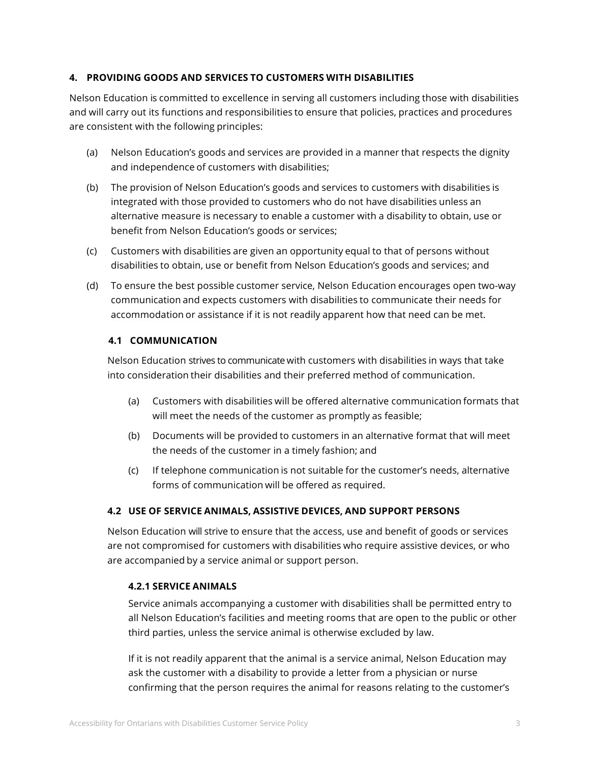## 4. PROVIDING GOODS AND SERVICES TO CUSTOMERS WITH DISABILITIES

Nelson Education is committed to excellence in serving all customers including those with disabilities and will carry out its functions and responsibilities to ensure that policies, practices and procedures are consistent with the following principles:

(a) Nelson Education's goods and services are provided in a manner that respects the dignity and independence of customers with disabilities;

(b) The provision of Nelson Education's goods and services to customers with disabilities is integrated with those provided to customers who do not have disabilities unless an alternative measure is necessary to enable a customer with a disability to obtain, use or benefit from Nelson Education's goods or services;

(c) Customers with disabilities are given an opportunity equal to that of persons without disabilities to obtain, use or benefit from Nelson Education's goods and services; and

(d) To ensure the best possible customer service, Nelson Education encourages open two-way communication and expects customers with disabilities to communicate their needs for accommodation or assistance if it is not readily apparent how that need can be met.

### 4.1 COMMUNICATION

Nelson Education strives to communicate with customers with disabilities in ways that take into consideration their disabilities and their preferred method of communication.

(a) Customers with disabilities will be offered alternative communication formats that will meet the needs of the customer as promptly as feasible;

(b) Documents will be provided to customers in an alternative format that will meet the needs of the customer in a timely fashion; and

(c) If telephone communication is not suitable for the customer's needs, alternative forms of communication will be offered as required.

### 4.2 USE OF SERVICE ANIMALS, ASSISTIVE DEVICES, AND SUPPORT PERSONS

Nelson Education will strive to ensure that the access, use and benefit of goods or services are not compromised for customers with disabilities who require assistive devices, or who are accompanied by a service animal or support person.

#### 4.2.1 SERVICE ANIMALS

Service animals accompanying a customer with disabilities shall be permitted entry to all Nelson Education's facilities and meeting rooms that are open to the public or other third parties, unless the service animal is otherwise excluded by law.

If it is not readily apparent that the animal is a service animal, Nelson Education may ask the customer with a disability to provide a letter from a physician or nurse confirming that the person requires the animal for reasons relating to the customer's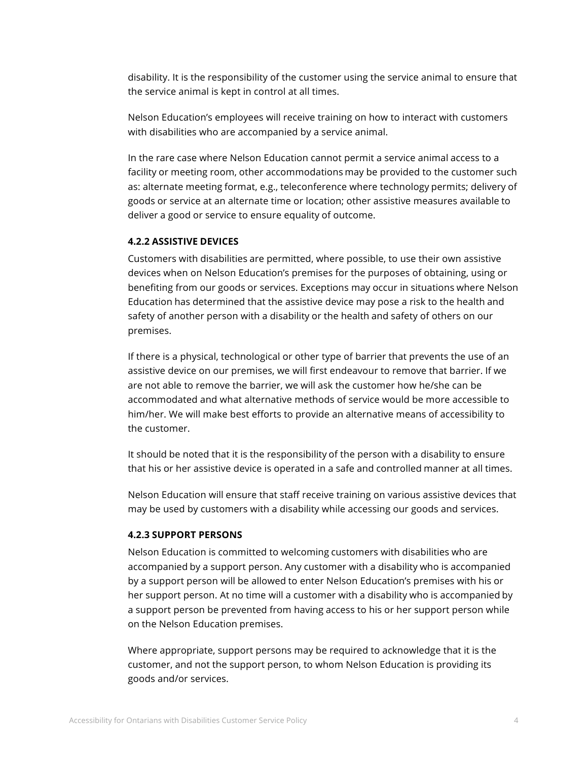disability. It is the responsibility of the customer using the service animal to ensure that the service animal is kept in control at all times.

Nelson Education's employees will receive training on how to interact with customers with disabilities who are accompanied by a service animal.

In the rare case where Nelson Education cannot permit a service animal access to a facility or meeting room, other accommodations may be provided to the customer such as: alternate meeting format, e.g., teleconference where technology permits; delivery of goods or service at an alternate time or location; other assistive measures available to deliver a good or service to ensure equality of outcome.

#### 4.2.2 ASSISTIVE DEVICES

Customers with disabilities are permitted, where possible, to use their own assistive devices when on Nelson Education's premises for the purposes of obtaining, using or benefiting from our goods or services. Exceptions may occur in situations where Nelson Education has determined that the assistive device may pose a risk to the health and safety of another person with a disability or the health and safety of others on our premises.

If there is a physical, technological or other type of barrier that prevents the use of an assistive device on our premises, we will first endeavour to remove that barrier. If we are not able to remove the barrier, we will ask the customer how he/she can be accommodated and what alternative methods of service would be more accessible to him/her. We will make best efforts to provide an alternative means of accessibility to the customer.

It should be noted that it is the responsibility of the person with a disability to ensure that his or her assistive device is operated in a safe and controlled manner at all times.

Nelson Education will ensure that staff receive training on various assistive devices that may be used by customers with a disability while accessing our goods and services.

#### 4.2.3 SUPPORT PERSONS

Nelson Education is committed to welcoming customers with disabilities who are accompanied by a support person. Any customer with a disability who is accompanied by a support person will be allowed to enter Nelson Education's premises with his or her support person. At no time will a customer with a disability who is accompanied by a support person be prevented from having access to his or her support person while on the Nelson Education premises.

Where appropriate, support persons may be required to acknowledge that it is the customer, and not the support person, to whom Nelson Education is providing its goods and/or services.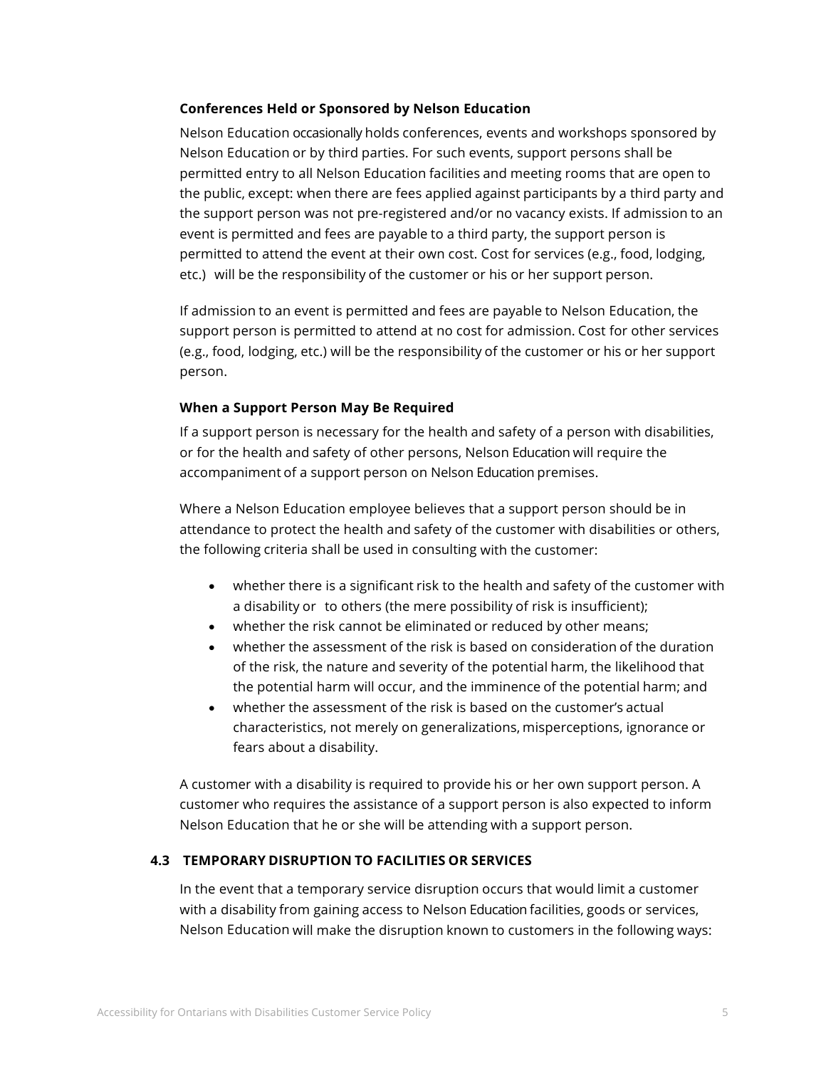**Conferences Held or Sponsored by Nelson Education**

Nelson Education occasionally holds conferences, events and workshops sponsored by Nelson Education or by third parties. For such events, support persons shall be permitted entry to all Nelson Education facilities and meeting rooms that are open to the public, except: when there are fees applied against participants by a third party and the support person was not pre-registered and/or no vacancy exists. If admission to an event is permitted and fees are payable to a third party, the support person is permitted to attend the event at their own cost. Cost for services (e.g., food, lodging, etc.) will be the responsibility of the customer or his or her support person.

If admission to an event is permitted and fees are payable to Nelson Education, the support person is permitted to attend at no cost for admission. Cost for other services (e.g., food, lodging, etc.) will be the responsibility of the customer or his or her support person.

**When a Support Person May Be Required**

If a support person is necessary for the health and safety of a person with disabilities, or for the health and safety of other persons, Nelson Education will require the accompaniment of a support person on Nelson Education premises.

Where a Nelson Education employee believes that a support person should be in attendance to protect the health and safety of the customer with disabilities or others, the following criteria shall be used in consulting with the customer:

- whether there is a significant risk to the health and safety of the customer with a disability or to others (the mere possibility of risk is insufficient);
- whether the risk cannot be eliminated or reduced by other means;
- whether the assessment of the risk is based on consideration of the duration of the risk, the nature and severity of the potential harm, the likelihood that the potential harm will occur, and the imminence of the potential harm; and
- whether the assessment of the risk is based on the customer's actual characteristics, not merely on generalizations, misperceptions, ignorance or fears about a disability.

A customer with a disability is required to provide his or her own support person. A customer who requires the assistance of a support person is also expected to inform Nelson Education that he or she will be attending with a support person.

### 4.3 TEMPORARY DISRUPTION TO FACILITIES OR SERVICES

In the event that a temporary service disruption occurs that would limit a customer with a disability from gaining access to Nelson Education facilities, goods or services, Nelson Education will make the disruption known to customers in the following ways: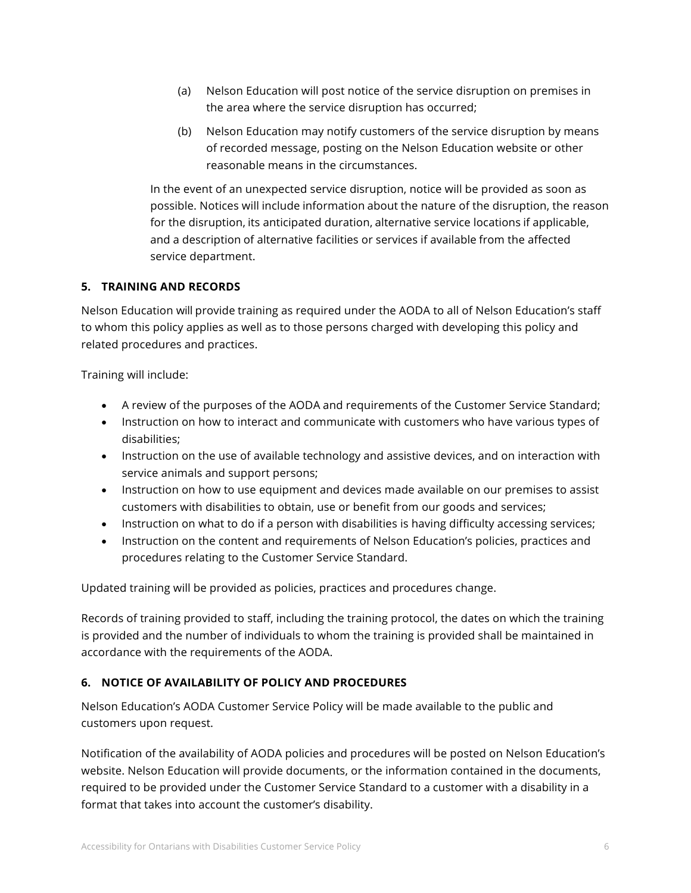(a) Nelson Education will post notice of the service disruption on premises in the area where the service disruption has occurred;

(b) Nelson Education may notify customers of the service disruption by means of recorded message, posting on the Nelson Education website or other reasonable means in the circumstances.

In the event of an unexpected service disruption, notice will be provided as soon as possible. Notices will include information about the nature of the disruption, the reason for the disruption, its anticipated duration, alternative service locations if applicable, and a description of alternative facilities or services if available from the affected service department.

**5. TRAINING AND RECORDS**

Nelson Education will provide training as required under the AODA to all of Nelson Education's staff to whom this policy applies as well as to those persons charged with developing this policy and related procedures and practices.

Training will include:

- A review of the purposes of the AODA and requirements of the Customer Service Standard;
- Instruction on how to interact and communicate with customers who have various types of disabilities;
- Instruction on the use of available technology and assistive devices, and on interaction with service animals and support persons;
- Instruction on how to use equipment and devices made available on our premises to assist customers with disabilities to obtain, use or benefit from our goods and services;
- Instruction on what to do if a person with disabilities is having difficulty accessing services;
- Instruction on the content and requirements of Nelson Education's policies, practices and procedures relating to the Customer Service Standard.

Updated training will be provided as policies, practices and procedures change.

Records of training provided to staff, including the training protocol, the dates on which the training is provided and the number of individuals to whom the training is provided shall be maintained in accordance with the requirements of the AODA.

**6. NOTICE OF AVAILABILITY OF POLICY AND PROCEDURES**

Nelson Education's AODA Customer Service Policy will be made available to the public and customers upon request.

Notification of the availability of AODA policies and procedures will be posted on Nelson Education's website. Nelson Education will provide documents, or the information contained in the documents, required to be provided under the Customer Service Standard to a customer with a disability in a format that takes into account the customer's disability.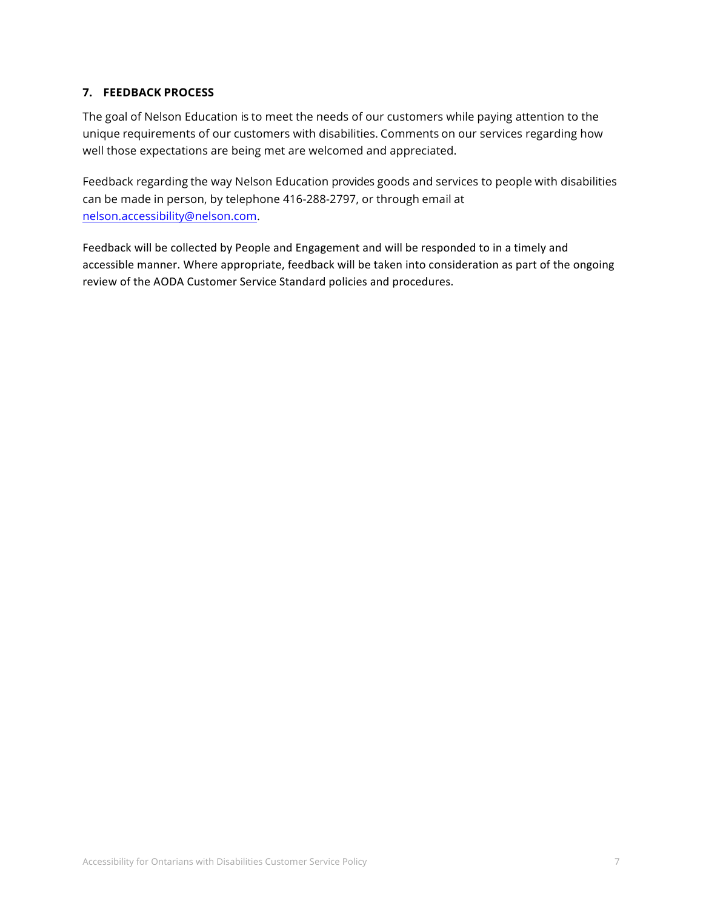## 7. FEEDBACK PROCESS

The goal of Nelson Education is to meet the needs of our customers while paying attention to the unique requirements of our customers with disabilities. Comments on our services regarding how well those expectations are being met are welcomed and appreciated.

Feedback regarding the way Nelson Education provides goods and services to people with disabilities can be made in person, by telephone 416-288-2797, or through email at nelson.accessibility@nelson.com.

Feedback will be collected by People and Engagement and will be responded to in a timely and accessible manner. Where appropriate, feedback will be taken into consideration as part of the ongoing review of the AODA Customer Service Standard policies and procedures.